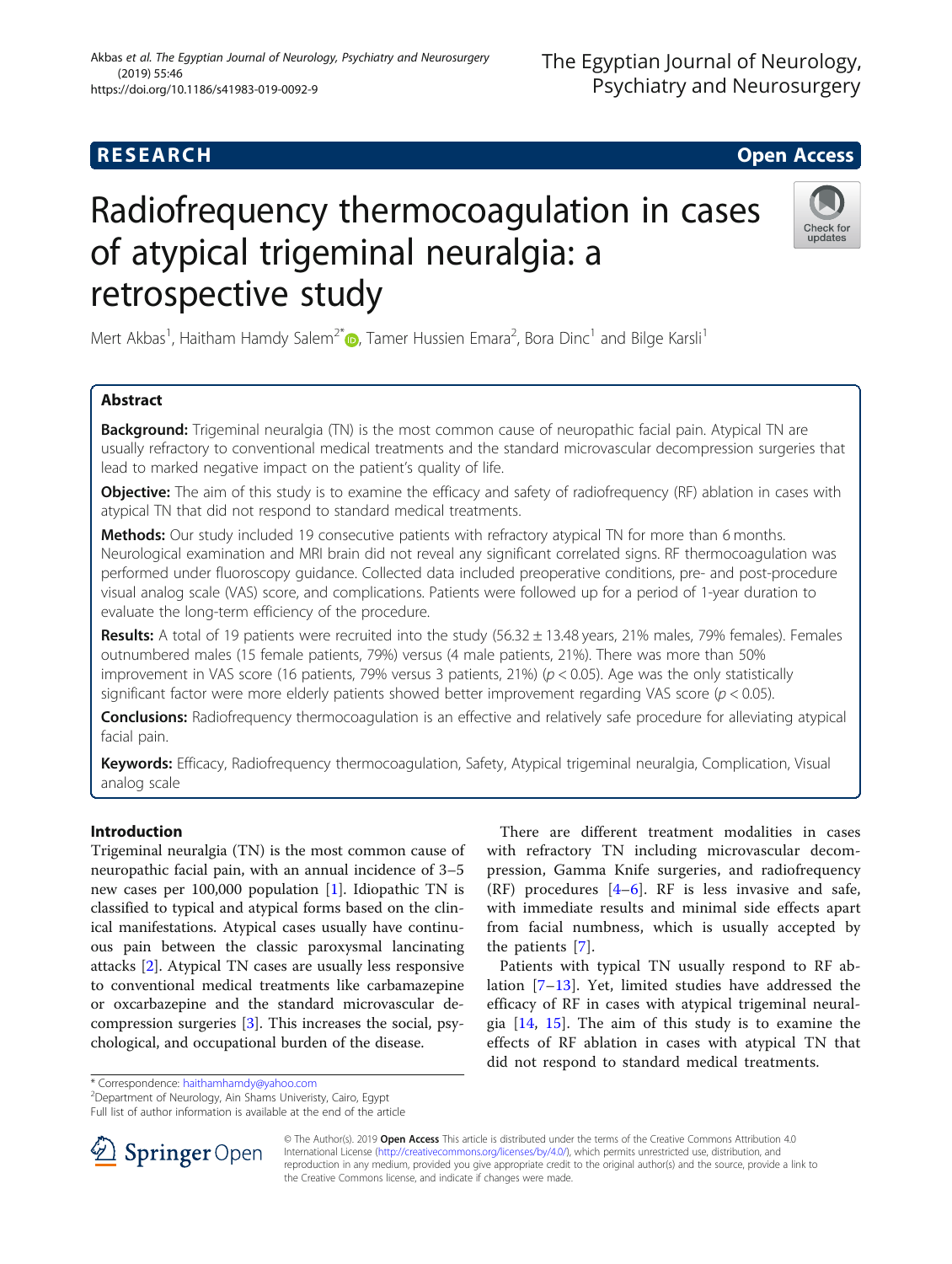**RESEARCH** **Open Access**

# Radiofrequency thermocoagulation in cases of atypical trigeminal neuralgia: a retrospective study

Mert Akbas[1], Haitham Hamdy Salem[2*], Tamer Hussien Emara[2], Bora Dinc[1] and Bilge Karsli[1]

## Abstract

**Background:** Trigeminal neuralgia (TN) is the most common cause of neuropathic facial pain. Atypical TN are usually refractory to conventional medical treatments and the standard microvascular decompression surgeries that lead to marked negative impact on the patient's quality of life.

**Objective:** The aim of this study is to examine the efficacy and safety of radiofrequency (RF) ablation in cases with atypical TN that did not respond to standard medical treatments.

**Methods:** Our study included 19 consecutive patients with refractory atypical TN for more than 6 months. Neurological examination and MRI brain did not reveal any significant correlated signs. RF thermocoagulation was performed under fluoroscopy guidance. Collected data included preoperative conditions, pre- and post-procedure visual analog scale (VAS) score, and complications. Patients were followed up for a period of 1-year duration to evaluate the long-term efficiency of the procedure.

**Results:** A total of 19 patients were recruited into the study (56.32 ± 13.48 years, 21% males, 79% females). Females outnumbered males (15 female patients, 79%) versus (4 male patients, 21%). There was more than 50% improvement in VAS score (16 patients, 79% versus 3 patients, 21%) ($p < 0.05$). Age was the only statistically significant factor were more elderly patients showed better improvement regarding VAS score ($p < 0.05$).

**Conclusions:** Radiofrequency thermocoagulation is an effective and relatively safe procedure for alleviating atypical facial pain.

**Keywords:** Efficacy, Radiofrequency thermocoagulation, Safety, Atypical trigeminal neuralgia, Complication, Visual analog scale

## Introduction

Trigeminal neuralgia (TN) is the most common cause of neuropathic facial pain, with an annual incidence of 3–5 new cases per 100,000 population [1]. Idiopathic TN is classified to typical and atypical forms based on the clinical manifestations. Atypical cases usually have continuous pain between the classic paroxysmal lancinating attacks [2]. Atypical TN cases are usually less responsive to conventional medical treatments like carbamazepine or oxcarbazepine and the standard microvascular decompression surgeries [3]. This increases the social, psychological, and occupational burden of the disease.

There are different treatment modalities in cases with refractory TN including microvascular decompression, Gamma Knife surgeries, and radiofrequency (RF) procedures [4–6]. RF is less invasive and safe, with immediate results and minimal side effects apart from facial numbness, which is usually accepted by the patients [7].

Patients with typical TN usually respond to RF ablation [7–13]. Yet, limited studies have addressed the efficacy of RF in cases with atypical trigeminal neuralgia [14, 15]. The aim of this study is to examine the effects of RF ablation in cases with atypical TN that did not respond to standard medical treatments.

* Correspondence: haithamhamdy@yahoo.com

[2]Department of Neurology, Ain Shams Univeristy, Cairo, Egypt

Full list of author information is available at the end of the article

© The Author(s). 2019 **Open Access** This article is distributed under the terms of the Creative Commons Attribution 4.0 International License (http://creativecommons.org/licenses/by/4.0/), which permits unrestricted use, distribution, and reproduction in any medium, provided you give appropriate credit to the original author(s) and the source, provide a link to the Creative Commons license, and indicate if changes were made.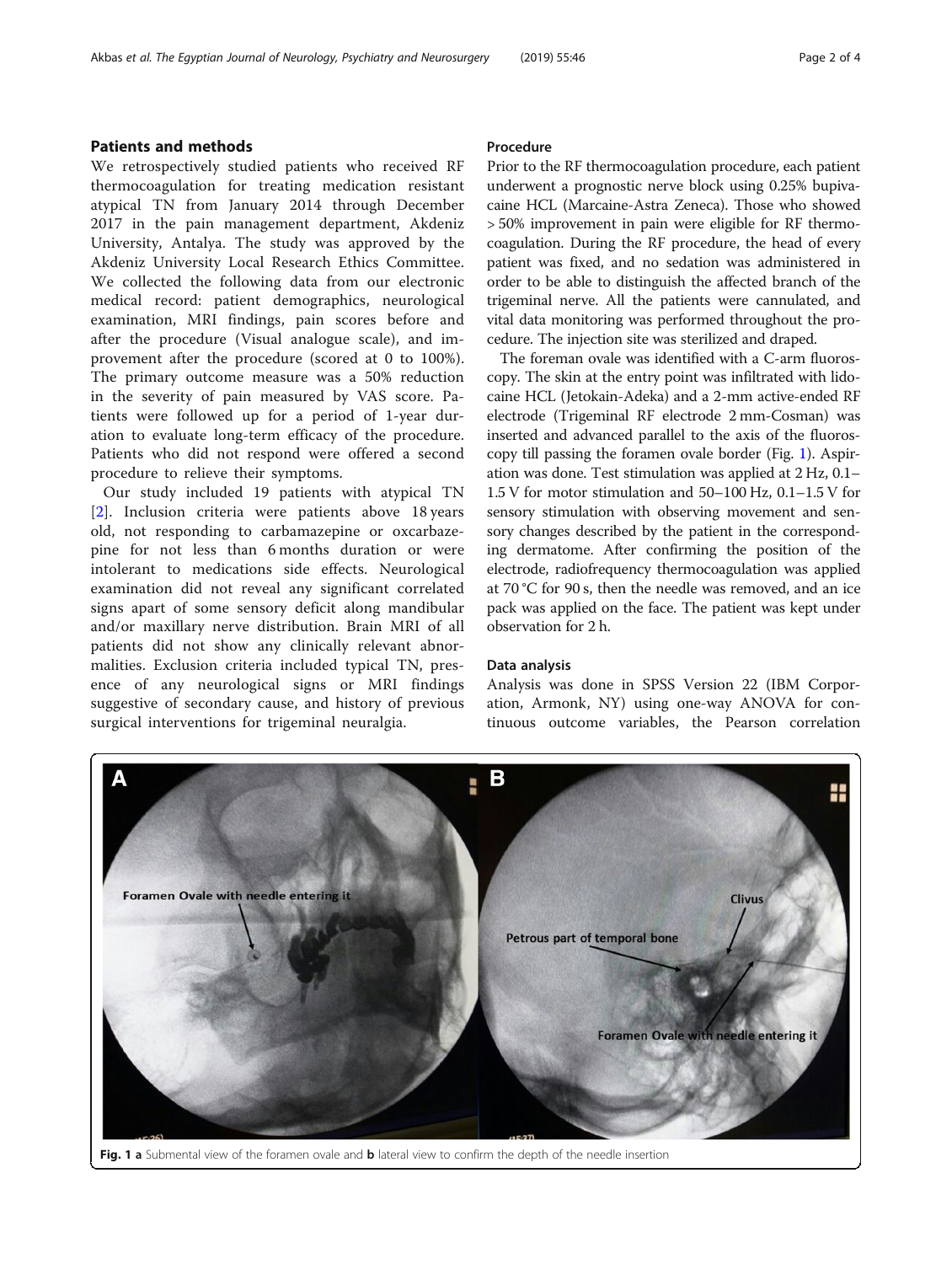## Patients and methods

We retrospectively studied patients who received RF thermocoagulation for treating medication resistant atypical TN from January 2014 through December 2017 in the pain management department, Akdeniz University, Antalya. The study was approved by the Akdeniz University Local Research Ethics Committee. We collected the following data from our electronic medical record: patient demographics, neurological examination, MRI findings, pain scores before and after the procedure (Visual analogue scale), and improvement after the procedure (scored at 0 to 100%). The primary outcome measure was a 50% reduction in the severity of pain measured by VAS score. Patients were followed up for a period of 1-year duration to evaluate long-term efficacy of the procedure. Patients who did not respond were offered a second procedure to relieve their symptoms.

Our study included 19 patients with atypical TN [2]. Inclusion criteria were patients above 18 years old, not responding to carbamazepine or oxcarbazepine for not less than 6 months duration or were intolerant to medications side effects. Neurological examination did not reveal any significant correlated signs apart of some sensory deficit along mandibular and/or maxillary nerve distribution. Brain MRI of all patients did not show any clinically relevant abnormalities. Exclusion criteria included typical TN, presence of any neurological signs or MRI findings suggestive of secondary cause, and history of previous surgical interventions for trigeminal neuralgia.

### Procedure

Prior to the RF thermocoagulation procedure, each patient underwent a prognostic nerve block using 0.25% bupivacaine HCL (Marcaine-Astra Zeneca). Those who showed > 50% improvement in pain were eligible for RF thermocoagulation. During the RF procedure, the head of every patient was fixed, and no sedation was administered in order to be able to distinguish the affected branch of the trigeminal nerve. All the patients were cannulated, and vital data monitoring was performed throughout the procedure. The injection site was sterilized and draped.

The foreman ovale was identified with a C-arm fluoroscopy. The skin at the entry point was infiltrated with lidocaine HCL (Jetokain-Adeka) and a 2-mm active-ended RF electrode (Trigeminal RF electrode 2 mm-Cosman) was inserted and advanced parallel to the axis of the fluoroscopy till passing the foramen ovale border (Fig. 1). Aspiration was done. Test stimulation was applied at 2 Hz, 0.1–1.5 V for motor stimulation and 50–100 Hz, 0.1–1.5 V for sensory stimulation with observing movement and sensory changes described by the patient in the corresponding dermatome. After confirming the position of the electrode, radiofrequency thermocoagulation was applied at 70 °C for 90 s, then the needle was removed, and an ice pack was applied on the face. The patient was kept under observation for 2 h.

### Data analysis

Analysis was done in SPSS Version 22 (IBM Corporation, Armonk, NY) using one-way ANOVA for continuous outcome variables, the Pearson correlation

**Fig. 1** **a** Submental view of the foramen ovale and **b** lateral view to confirm the depth of the needle insertion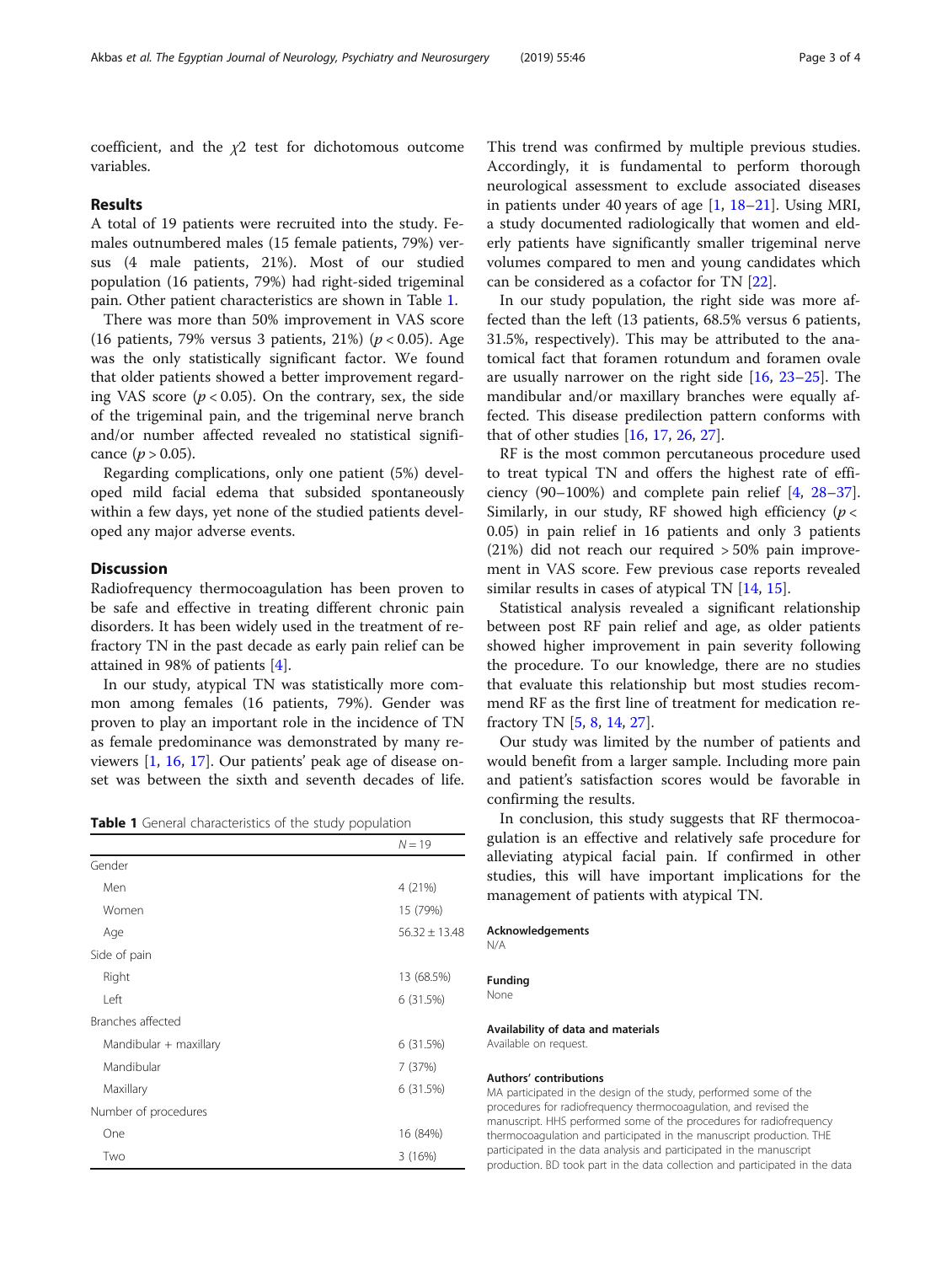coefficient, and the $\chi 2$ test for dichotomous outcome variables.

## Results

A total of 19 patients were recruited into the study. Females outnumbered males (15 female patients, 79%) versus (4 male patients, 21%). Most of our studied population (16 patients, 79%) had right-sided trigeminal pain. Other patient characteristics are shown in Table 1.

There was more than 50% improvement in VAS score (16 patients, 79% versus 3 patients, 21%) ($p < 0.05$). Age was the only statistically significant factor. We found that older patients showed a better improvement regarding VAS score ($p < 0.05$). On the contrary, sex, the side of the trigeminal pain, and the trigeminal nerve branch and/or number affected revealed no statistical significance ($p > 0.05$).

Regarding complications, only one patient (5%) developed mild facial edema that subsided spontaneously within a few days, yet none of the studied patients developed any major adverse events.

## Discussion

Radiofrequency thermocoagulation has been proven to be safe and effective in treating different chronic pain disorders. It has been widely used in the treatment of refractory TN in the past decade as early pain relief can be attained in 98% of patients [4].

In our study, atypical TN was statistically more common among females (16 patients, 79%). Gender was proven to play an important role in the incidence of TN as female predominance was demonstrated by many reviewers [1, 16, 17]. Our patients' peak age of disease onset was between the sixth and seventh decades of life.

**Table 1** General characteristics of the study population

| | $N = 19$ |
|---|---|
| Gender | |
| Men | 4 (21%) |
| Women | 15 (79%) |
| Age | 56.32 ± 13.48 |
| Side of pain | |
| Right | 13 (68.5%) |
| Left | 6 (31.5%) |
| Branches affected | |
| Mandibular + maxillary | 6 (31.5%) |
| Mandibular | 7 (37%) |
| Maxillary | 6 (31.5%) |
| Number of procedures | |
| One | 16 (84%) |
| Two | 3 (16%) |

This trend was confirmed by multiple previous studies. Accordingly, it is fundamental to perform thorough neurological assessment to exclude associated diseases in patients under 40 years of age [1, 18–21]. Using MRI, a study documented radiologically that women and elderly patients have significantly smaller trigeminal nerve volumes compared to men and young candidates which can be considered as a cofactor for TN [22].

In our study population, the right side was more affected than the left (13 patients, 68.5% versus 6 patients, 31.5%, respectively). This may be attributed to the anatomical fact that foramen rotundum and foramen ovale are usually narrower on the right side [16, 23–25]. The mandibular and/or maxillary branches were equally affected. This disease predilection pattern conforms with that of other studies [16, 17, 26, 27].

RF is the most common percutaneous procedure used to treat typical TN and offers the highest rate of efficiency (90–100%) and complete pain relief [4, 28–37]. Similarly, in our study, RF showed high efficiency ($p < 0.05$) in pain relief in 16 patients and only 3 patients (21%) did not reach our required > 50% pain improvement in VAS score. Few previous case reports revealed similar results in cases of atypical TN [14, 15].

Statistical analysis revealed a significant relationship between post RF pain relief and age, as older patients showed higher improvement in pain severity following the procedure. To our knowledge, there are no studies that evaluate this relationship but most studies recommend RF as the first line of treatment for medication refractory TN [5, 8, 14, 27].

Our study was limited by the number of patients and would benefit from a larger sample. Including more pain and patient's satisfaction scores would be favorable in confirming the results.

In conclusion, this study suggests that RF thermocoagulation is an effective and relatively safe procedure for alleviating atypical facial pain. If confirmed in other studies, this will have important implications for the management of patients with atypical TN.

#### Acknowledgements

N/A

#### Funding

None

#### Availability of data and materials

Available on request.

#### Authors' contributions

MA participated in the design of the study, performed some of the procedures for radiofrequency thermocoagulation, and revised the manuscript. HHS performed some of the procedures for radiofrequency thermocoagulation and participated in the manuscript production. THE participated in the data analysis and participated in the manuscript production. BD took part in the data collection and participated in the data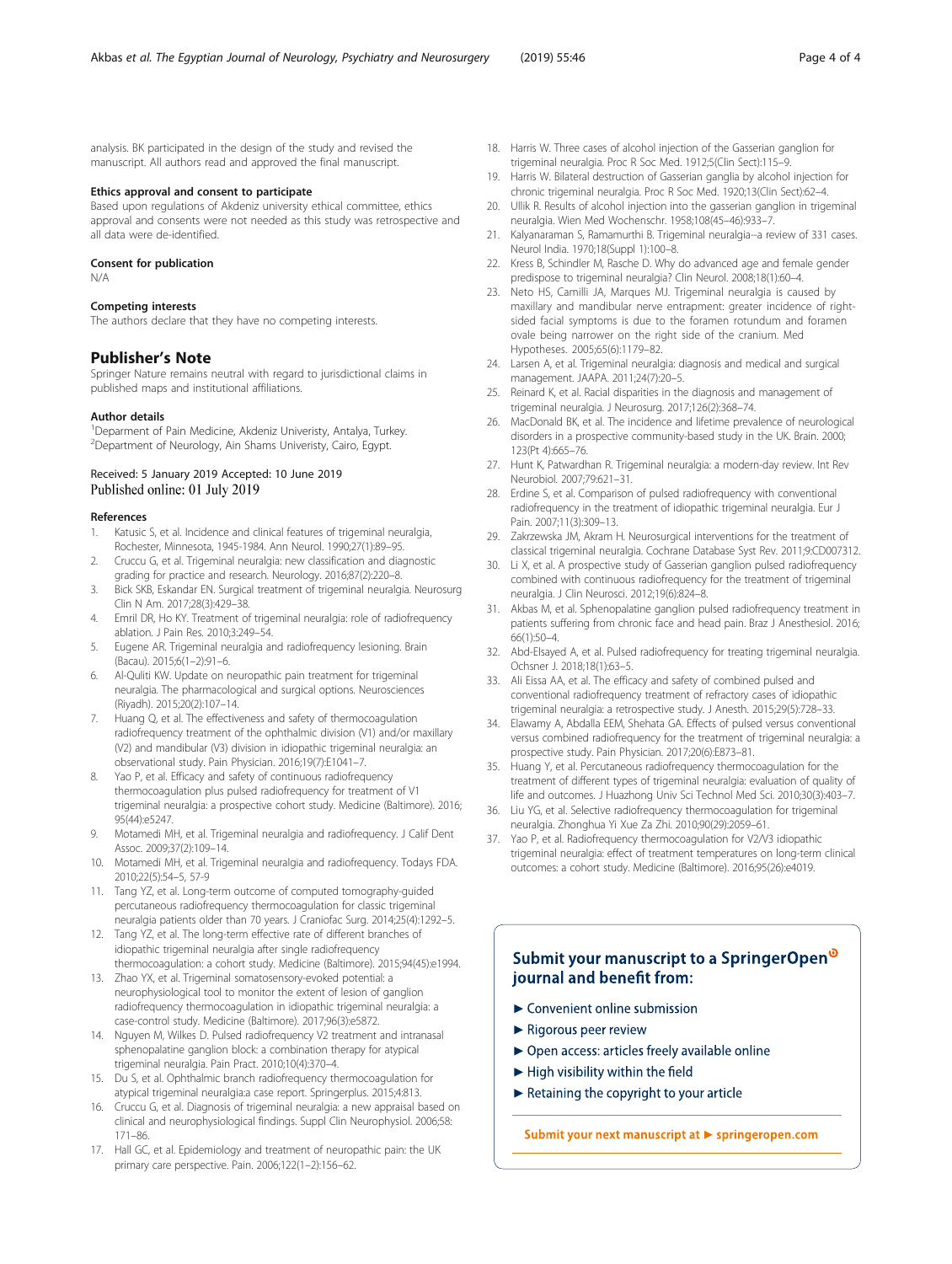analysis. BK participated in the design of the study and revised the manuscript. All authors read and approved the final manuscript.

#### Ethics approval and consent to participate

Based upon regulations of Akdeniz university ethical committee, ethics approval and consents were not needed as this study was retrospective and all data were de-identified.

#### Consent for publication

N/A

#### Competing interests

The authors declare that they have no competing interests.

## Publisher's Note

Springer Nature remains neutral with regard to jurisdictional claims in published maps and institutional affiliations.

#### Author details

[1]Deparment of Pain Medicine, Akdeniz Univeristy, Antalya, Turkey. [2]Department of Neurology, Ain Shams Univeristy, Cairo, Egypt.

Received: 5 January 2019 Accepted: 10 June 2019
Published online: 01 July 2019

#### References

1. Katusic S, et al. Incidence and clinical features of trigeminal neuralgia, Rochester, Minnesota, 1945-1984. Ann Neurol. 1990;27(1):89–95.
2. Cruccu G, et al. Trigeminal neuralgia: new classification and diagnostic grading for practice and research. Neurology. 2016;87(2):220–8.
3. Bick SKB, Eskandar EN. Surgical treatment of trigeminal neuralgia. Neurosurg Clin N Am. 2017;28(3):429–38.
4. Emril DR, Ho KY. Treatment of trigeminal neuralgia: role of radiofrequency ablation. J Pain Res. 2010;3:249–54.
5. Eugene AR. Trigeminal neuralgia and radiofrequency lesioning. Brain (Bacau). 2015;6(1–2):91–6.
6. Al-Quliti KW. Update on neuropathic pain treatment for trigeminal neuralgia. The pharmacological and surgical options. Neurosciences (Riyadh). 2015;20(2):107–14.
7. Huang Q, et al. The effectiveness and safety of thermocoagulation radiofrequency treatment of the ophthalmic division (V1) and/or maxillary (V2) and mandibular (V3) division in idiopathic trigeminal neuralgia: an observational study. Pain Physician. 2016;19(7):E1041–7.
8. Yao P, et al. Efficacy and safety of continuous radiofrequency thermocoagulation plus pulsed radiofrequency for treatment of V1 trigeminal neuralgia: a prospective cohort study. Medicine (Baltimore). 2016; 95(44):e5247.
9. Motamedi MH, et al. Trigeminal neuralgia and radiofrequency. J Calif Dent Assoc. 2009;37(2):109–14.
10. Motamedi MH, et al. Trigeminal neuralgia and radiofrequency. Todays FDA. 2010;22(5):54–5, 57-9
11. Tang YZ, et al. Long-term outcome of computed tomography-guided percutaneous radiofrequency thermocoagulation for classic trigeminal neuralgia patients older than 70 years. J Craniofac Surg. 2014;25(4):1292–5.
12. Tang YZ, et al. The long-term effective rate of different branches of idiopathic trigeminal neuralgia after single radiofrequency thermocoagulation: a cohort study. Medicine (Baltimore). 2015;94(45):e1994.
13. Zhao YX, et al. Trigeminal somatosensory-evoked potential: a neurophysiological tool to monitor the extent of lesion of ganglion radiofrequency thermocoagulation in idiopathic trigeminal neuralgia: a case-control study. Medicine (Baltimore). 2017;96(3):e5872.
14. Nguyen M, Wilkes D. Pulsed radiofrequency V2 treatment and intranasal sphenopalatine ganglion block: a combination therapy for atypical trigeminal neuralgia. Pain Pract. 2010;10(4):370–4.
15. Du S, et al. Ophthalmic branch radiofrequency thermocoagulation for atypical trigeminal neuralgia:a case report. Springerplus. 2015;4:813.
16. Cruccu G, et al. Diagnosis of trigeminal neuralgia: a new appraisal based on clinical and neurophysiological findings. Suppl Clin Neurophysiol. 2006;58: 171–86.
17. Hall GC, et al. Epidemiology and treatment of neuropathic pain: the UK primary care perspective. Pain. 2006;122(1–2):156–62.
18. Harris W. Three cases of alcohol injection of the Gasserian ganglion for trigeminal neuralgia. Proc R Soc Med. 1912;5(Clin Sect):115–9.
19. Harris W. Bilateral destruction of Gasserian ganglia by alcohol injection for chronic trigeminal neuralgia. Proc R Soc Med. 1920;13(Clin Sect):62–4.
20. Ullik R. Results of alcohol injection into the gasserian ganglion in trigeminal neuralgia. Wien Med Wochenschr. 1958;108(45–46):933–7.
21. Kalyanaraman S, Ramamurthi B. Trigeminal neuralgia--a review of 331 cases. Neurol India. 1970;18(Suppl 1):100–8.
22. Kress B, Schindler M, Rasche D. Why do advanced age and female gender predispose to trigeminal neuralgia? Clin Neurol. 2008;18(1):60–4.
23. Neto HS, Camilli JA, Marques MJ. Trigeminal neuralgia is caused by maxillary and mandibular nerve entrapment: greater incidence of right-sided facial symptoms is due to the foramen rotundum and foramen ovale being narrower on the right side of the cranium. Med Hypotheses. 2005;65(6):1179–82.
24. Larsen A, et al. Trigeminal neuralgia: diagnosis and medical and surgical management. JAAPA. 2011;24(7):20–5.
25. Reinard K, et al. Racial disparities in the diagnosis and management of trigeminal neuralgia. J Neurosurg. 2017;126(2):368–74.
26. MacDonald BK, et al. The incidence and lifetime prevalence of neurological disorders in a prospective community-based study in the UK. Brain. 2000; 123(Pt 4):665–76.
27. Hunt K, Patwardhan R. Trigeminal neuralgia: a modern-day review. Int Rev Neurobiol. 2007;79:621–31.
28. Erdine S, et al. Comparison of pulsed radiofrequency with conventional radiofrequency in the treatment of idiopathic trigeminal neuralgia. Eur J Pain. 2007;11(3):309–13.
29. Zakrzewska JM, Akram H. Neurosurgical interventions for the treatment of classical trigeminal neuralgia. Cochrane Database Syst Rev. 2011;9:CD007312.
30. Li X, et al. A prospective study of Gasserian ganglion pulsed radiofrequency combined with continuous radiofrequency for the treatment of trigeminal neuralgia. J Clin Neurosci. 2012;19(6):824–8.
31. Akbas M, et al. Sphenopalatine ganglion pulsed radiofrequency treatment in patients suffering from chronic face and head pain. Braz J Anesthesiol. 2016; 66(1):50–4.
32. Abd-Elsayed A, et al. Pulsed radiofrequency for treating trigeminal neuralgia. Ochsner J. 2018;18(1):63–5.
33. Ali Eissa AA, et al. The efficacy and safety of combined pulsed and conventional radiofrequency treatment of refractory cases of idiopathic trigeminal neuralgia: a retrospective study. J Anesth. 2015;29(5):728–33.
34. Elawamy A, Abdalla EEM, Shehata GA. Effects of pulsed versus conventional versus combined radiofrequency for the treatment of trigeminal neuralgia: a prospective study. Pain Physician. 2017;20(6):E873–81.
35. Huang Y, et al. Percutaneous radiofrequency thermocoagulation for the treatment of different types of trigeminal neuralgia: evaluation of quality of life and outcomes. J Huazhong Univ Sci Technol Med Sci. 2010;30(3):403–7.
36. Liu YG, et al. Selective radiofrequency thermocoagulation for trigeminal neuralgia. Zhonghua Yi Xue Za Zhi. 2010;90(29):2059–61.
37. Yao P, et al. Radiofrequency thermocoagulation for V2/V3 idiopathic trigeminal neuralgia: effect of treatment temperatures on long-term clinical outcomes: a cohort study. Medicine (Baltimore). 2016;95(26):e4019.